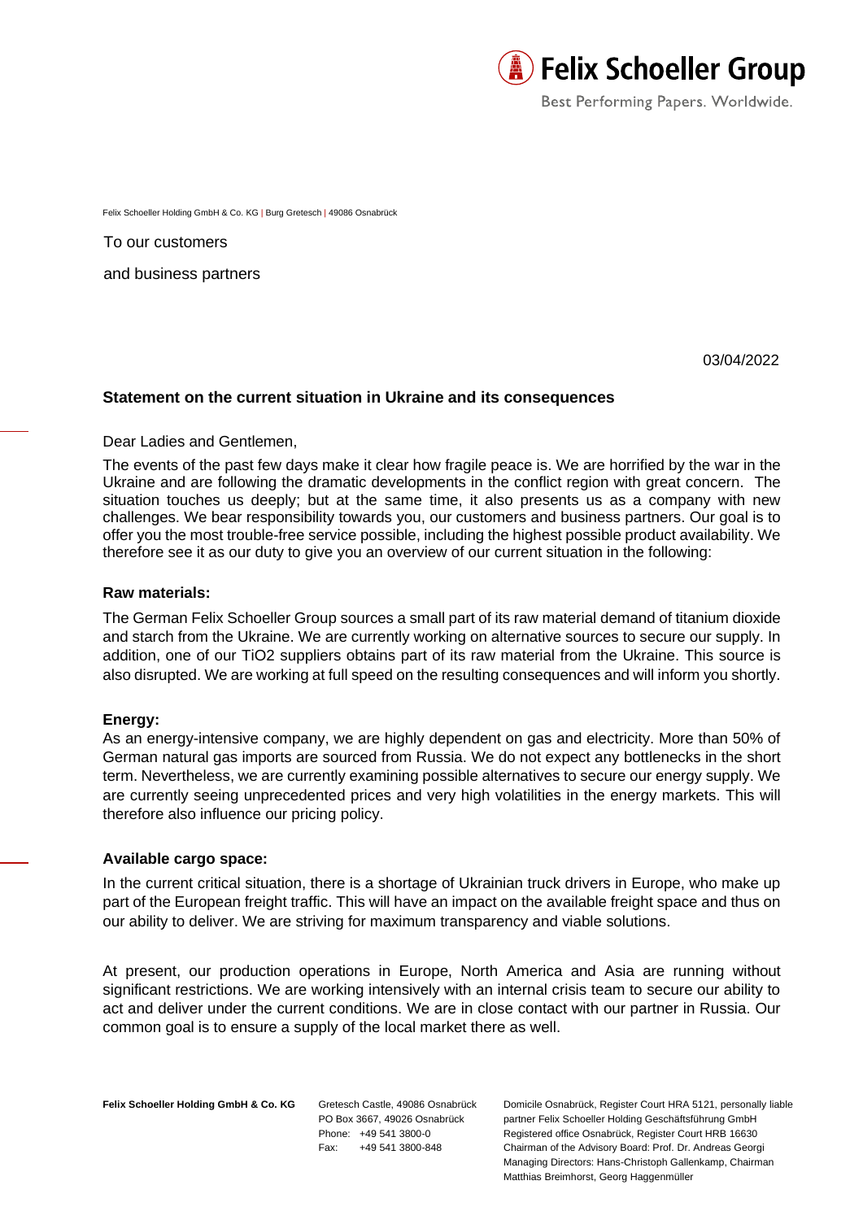Felix Schoeller Group

Best Performing Papers. Worldwide.

Felix Schoeller Holding GmbH & Co. KG | Burg Gretesch | 49086 Osnabrück

To our customers

and business partners

03/04/2022

**Statement on the current situation in Ukraine and its consequences**

Dear Ladies and Gentlemen,

The events of the past few days make it clear how fragile peace is. We are horrified by the war in the Ukraine and are following the dramatic developments in the conflict region with great concern. The situation touches us deeply; but at the same time, it also presents us as a company with new challenges. We bear responsibility towards you, our customers and business partners. Our goal is to offer you the most trouble-free service possible, including the highest possible product availability. We therefore see it as our duty to give you an overview of our current situation in the following:

**Raw materials:**

The German Felix Schoeller Group sources a small part of its raw material demand of titanium dioxide and starch from the Ukraine. We are currently working on alternative sources to secure our supply. In addition, one of our $TiO_2$ suppliers obtains part of its raw material from the Ukraine. This source is also disrupted. We are working at full speed on the resulting consequences and will inform you shortly.

**Energy:**

As an energy-intensive company, we are highly dependent on gas and electricity. More than 50% of German natural gas imports are sourced from Russia. We do not expect any bottlenecks in the short term. Nevertheless, we are currently examining possible alternatives to secure our energy supply. We are currently seeing unprecedented prices and very high volatilities in the energy markets. This will therefore also influence our pricing policy.

**Available cargo space:**

In the current critical situation, there is a shortage of Ukrainian truck drivers in Europe, who make up part of the European freight traffic. This will have an impact on the available freight space and thus on our ability to deliver. We are striving for maximum transparency and viable solutions.

At present, our production operations in Europe, North America and Asia are running without significant restrictions. We are working intensively with an internal crisis team to secure our ability to act and deliver under the current conditions. We are in close contact with our partner in Russia. Our common goal is to ensure a supply of the local market there as well.

**Felix Schoeller Holding GmbH & Co. KG**

Gretesch Castle, 49086 Osnabrück
PO Box 3667, 49026 Osnabrück
Phone: +49 541 3800-0
Fax: +49 541 3800-848

Domicile Osnabrück, Register Court HRA 5121, personally liable partner Felix Schoeller Holding Geschäftsführung GmbH
Registered office Osnabrück, Register Court HRB 16630
Chairman of the Advisory Board: Prof. Dr. Andreas Georgi
Managing Directors: Hans-Christoph Gallenkamp, Chairman
Matthias Breimhorst, Georg Haggenmüller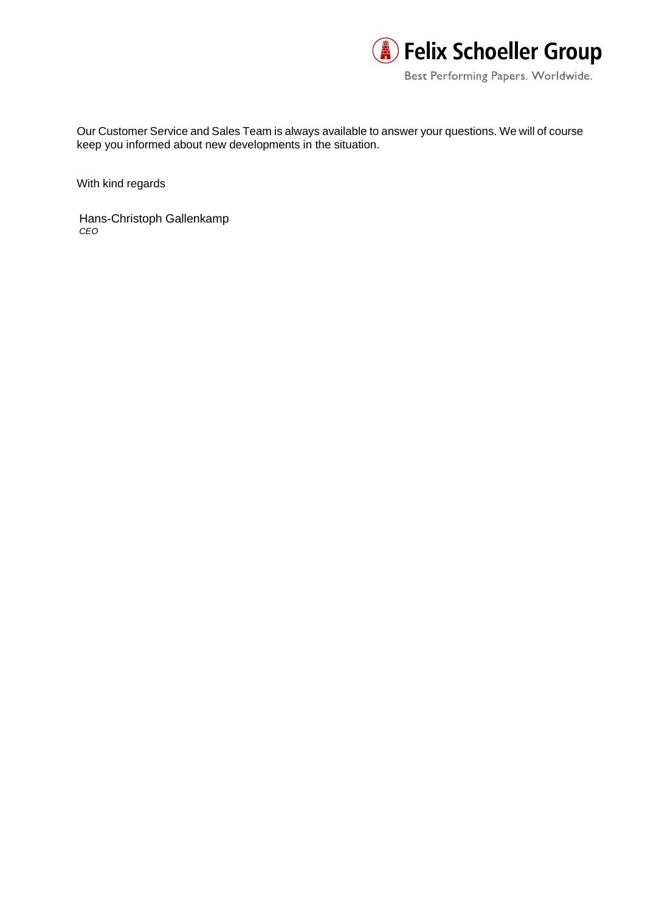Our Customer Service and Sales Team is always available to answer your questions. We will of course keep you informed about new developments in the situation.

With kind regards

Hans-Christoph Gallenkamp
*CEO*